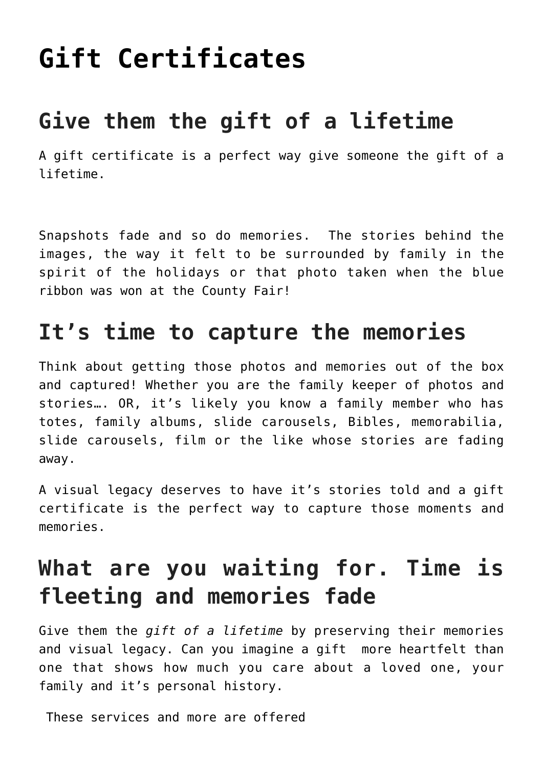# Gift Certificates

## Give them the gift of a lifetime

A gift certificate is a perfect way give someone the gift of a lifetime.

Snapshots fade and so do memories.  The stories behind the images, the way it felt to be surrounded by family in the spirit of the holidays or that photo taken when the blue ribbon was won at the County Fair!

## It's time to capture the memories

Think about getting those photos and memories out of the box and captured! Whether you are the family keeper of photos and stories…. OR, it's likely you know a family member who has totes, family albums, slide carousels, Bibles, memorabilia, slide carousels, film or the like whose stories are fading away.

A visual legacy deserves to have it's stories told and a gift certificate is the perfect way to capture those moments and memories.

## What are you waiting for. Time is fleeting and memories fade

Give them the *gift of a lifetime* by preserving their memories and visual legacy. Can you imagine a gift  more heartfelt than one that shows how much you care about a loved one, your family and it's personal history.

These services and more are offered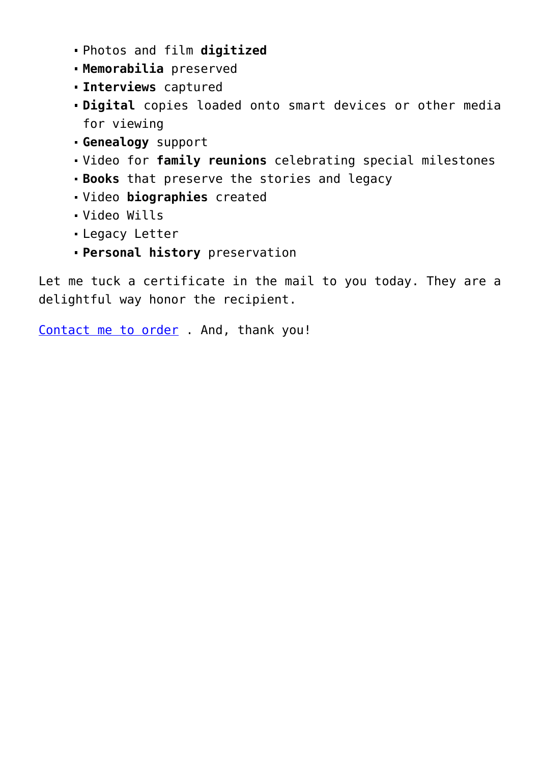- Photos and film **digitized**
- **Memorabilia** preserved
- **Interviews** captured
- **Digital** copies loaded onto smart devices or other media for viewing
- **Genealogy** support
- Video for **family reunions** celebrating special milestones
- **Books** that preserve the stories and legacy
- Video **biographies** created
- Video Wills
- Legacy Letter
- **Personal history** preservation

Let me tuck a certificate in the mail to you today. They are a delightful way honor the recipient.

Contact me to order . And, thank you!